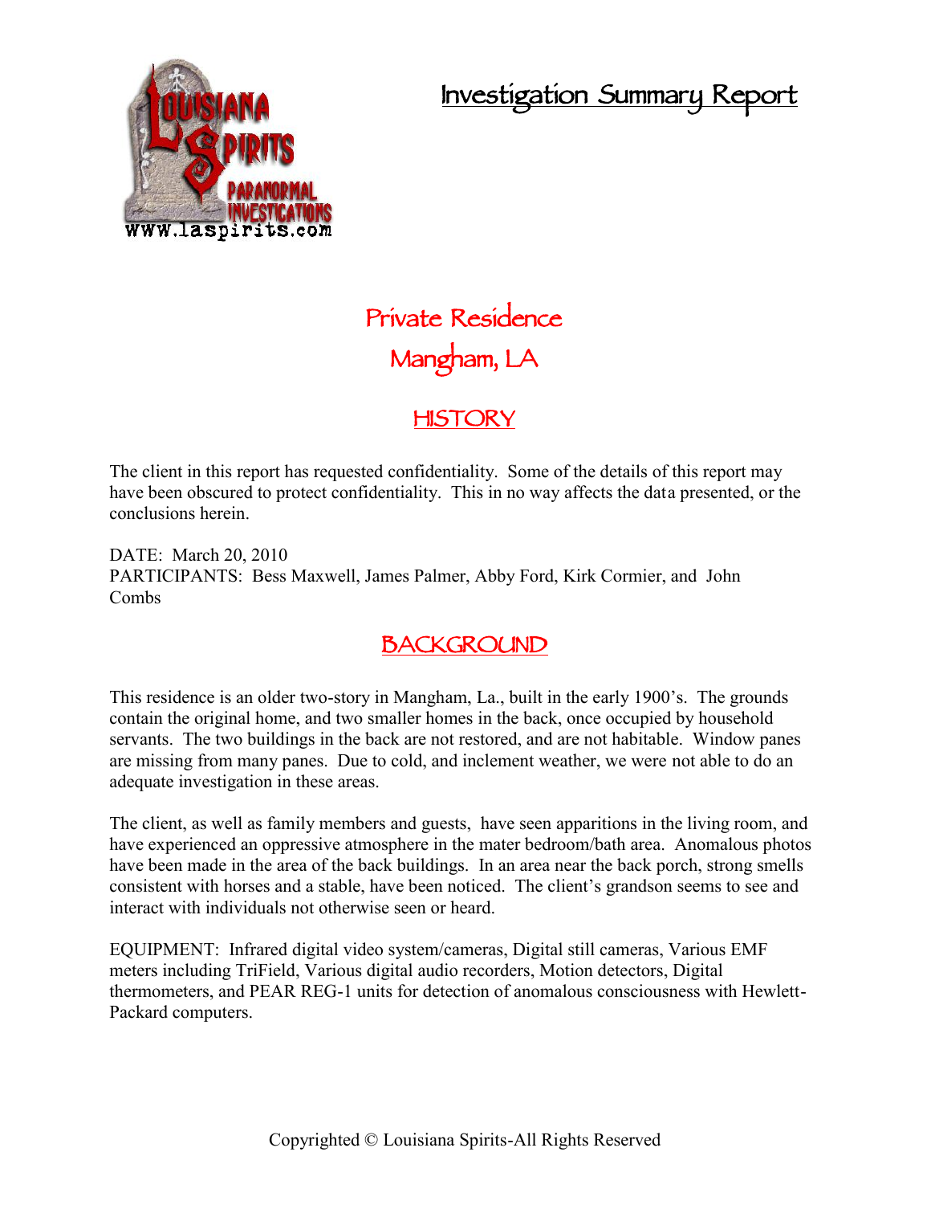# Investigation Summary Report

## Private Residence
## Mangham, LA

## HISTORY

The client in this report has requested confidentiality. Some of the details of this report may have been obscured to protect confidentiality. This in no way affects the data presented, or the conclusions herein.

DATE: March 20, 2010
PARTICIPANTS: Bess Maxwell, James Palmer, Abby Ford, Kirk Cormier, and John Combs

## BACKGROUND

This residence is an older two-story in Mangham, La., built in the early 1900's. The grounds contain the original home, and two smaller homes in the back, once occupied by household servants. The two buildings in the back are not restored, and are not habitable. Window panes are missing from many panes. Due to cold, and inclement weather, we were not able to do an adequate investigation in these areas.

The client, as well as family members and guests, have seen apparitions in the living room, and have experienced an oppressive atmosphere in the mater bedroom/bath area. Anomalous photos have been made in the area of the back buildings. In an area near the back porch, strong smells consistent with horses and a stable, have been noticed. The client's grandson seems to see and interact with individuals not otherwise seen or heard.

EQUIPMENT: Infrared digital video system/cameras, Digital still cameras, Various EMF meters including TriField, Various digital audio recorders, Motion detectors, Digital thermometers, and PEAR REG-1 units for detection of anomalous consciousness with Hewlett-Packard computers.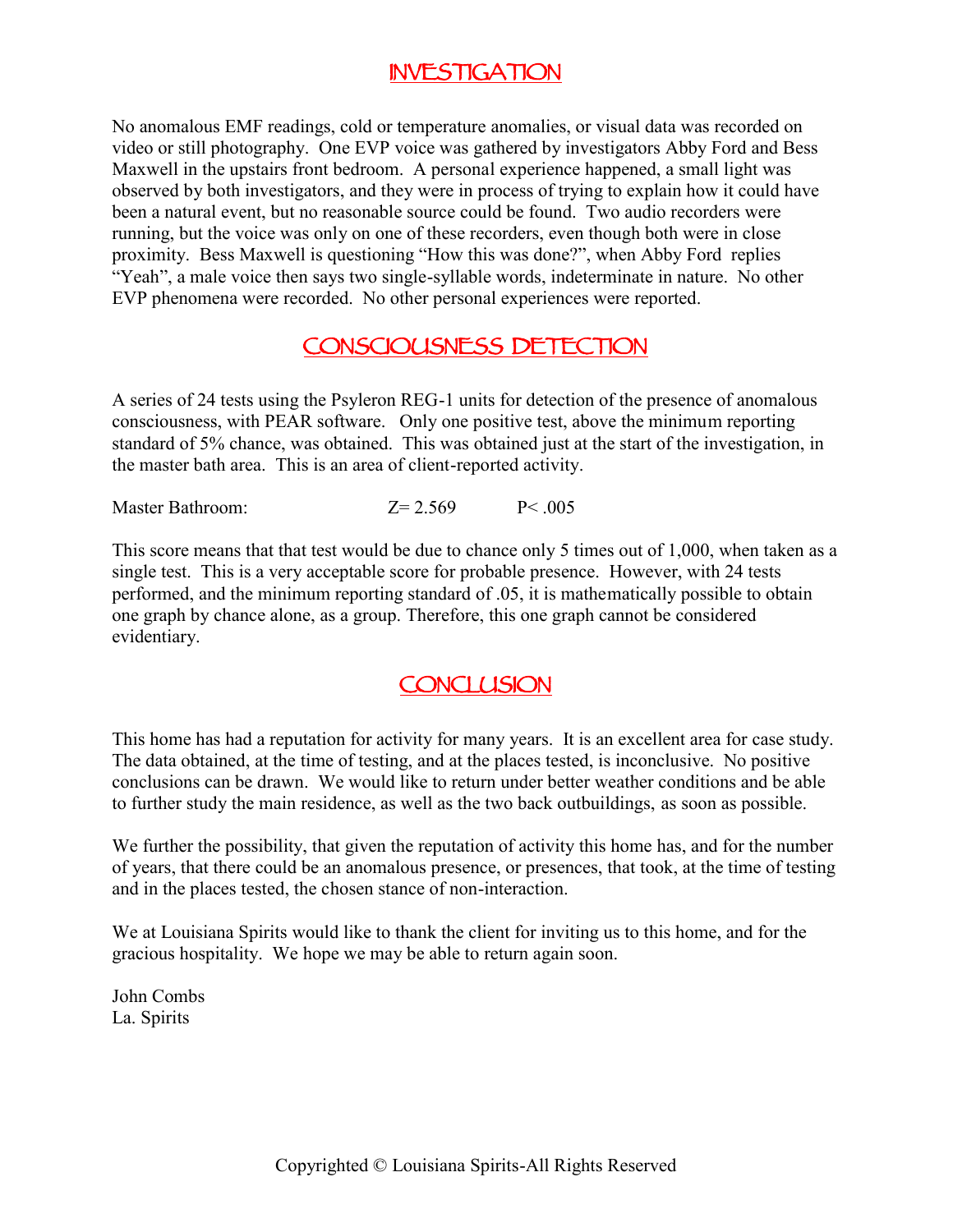## INVESTIGATION

No anomalous EMF readings, cold or temperature anomalies, or visual data was recorded on video or still photography. One EVP voice was gathered by investigators Abby Ford and Bess Maxwell in the upstairs front bedroom. A personal experience happened, a small light was observed by both investigators, and they were in process of trying to explain how it could have been a natural event, but no reasonable source could be found. Two audio recorders were running, but the voice was only on one of these recorders, even though both were in close proximity. Bess Maxwell is questioning "How this was done?", when Abby Ford replies "Yeah", a male voice then says two single-syllable words, indeterminate in nature. No other EVP phenomena were recorded. No other personal experiences were reported.

## CONSCIOUSNESS DETECTION

A series of 24 tests using the Psyleron REG-1 units for detection of the presence of anomalous consciousness, with PEAR software. Only one positive test, above the minimum reporting standard of 5% chance, was obtained. This was obtained just at the start of the investigation, in the master bath area. This is an area of client-reported activity.

Master Bathroom: $Z = 2.569$ $P < .005$

This score means that that test would be due to chance only 5 times out of 1,000, when taken as a single test. This is a very acceptable score for probable presence. However, with 24 tests performed, and the minimum reporting standard of .05, it is mathematically possible to obtain one graph by chance alone, as a group. Therefore, this one graph cannot be considered evidentiary.

## CONCLUSION

This home has had a reputation for activity for many years. It is an excellent area for case study. The data obtained, at the time of testing, and at the places tested, is inconclusive. No positive conclusions can be drawn. We would like to return under better weather conditions and be able to further study the main residence, as well as the two back outbuildings, as soon as possible.

We further the possibility, that given the reputation of activity this home has, and for the number of years, that there could be an anomalous presence, or presences, that took, at the time of testing and in the places tested, the chosen stance of non-interaction.

We at Louisiana Spirits would like to thank the client for inviting us to this home, and for the gracious hospitality. We hope we may be able to return again soon.

John Combs
La. Spirits

Copyrighted © Louisiana Spirits-All Rights Reserved